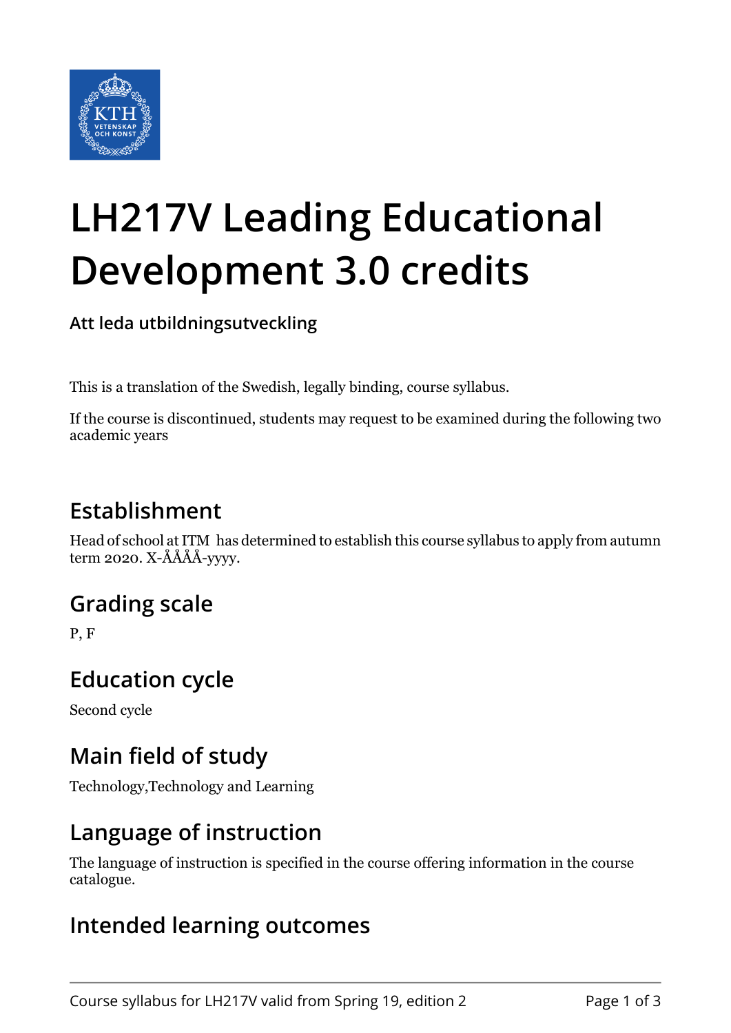# LH217V Leading Educational Development 3.0 credits

**Att leda utbildningsutveckling**

This is a translation of the Swedish, legally binding, course syllabus.

If the course is discontinued, students may request to be examined during the following two academic years

## Establishment

Head of school at ITM has determined to establish this course syllabus to apply from autumn term 2020. X-ÅÅÅÅ-yyyy.

## Grading scale

P, F

## Education cycle

Second cycle

## Main field of study

Technology,Technology and Learning

## Language of instruction

The language of instruction is specified in the course offering information in the course catalogue.

## Intended learning outcomes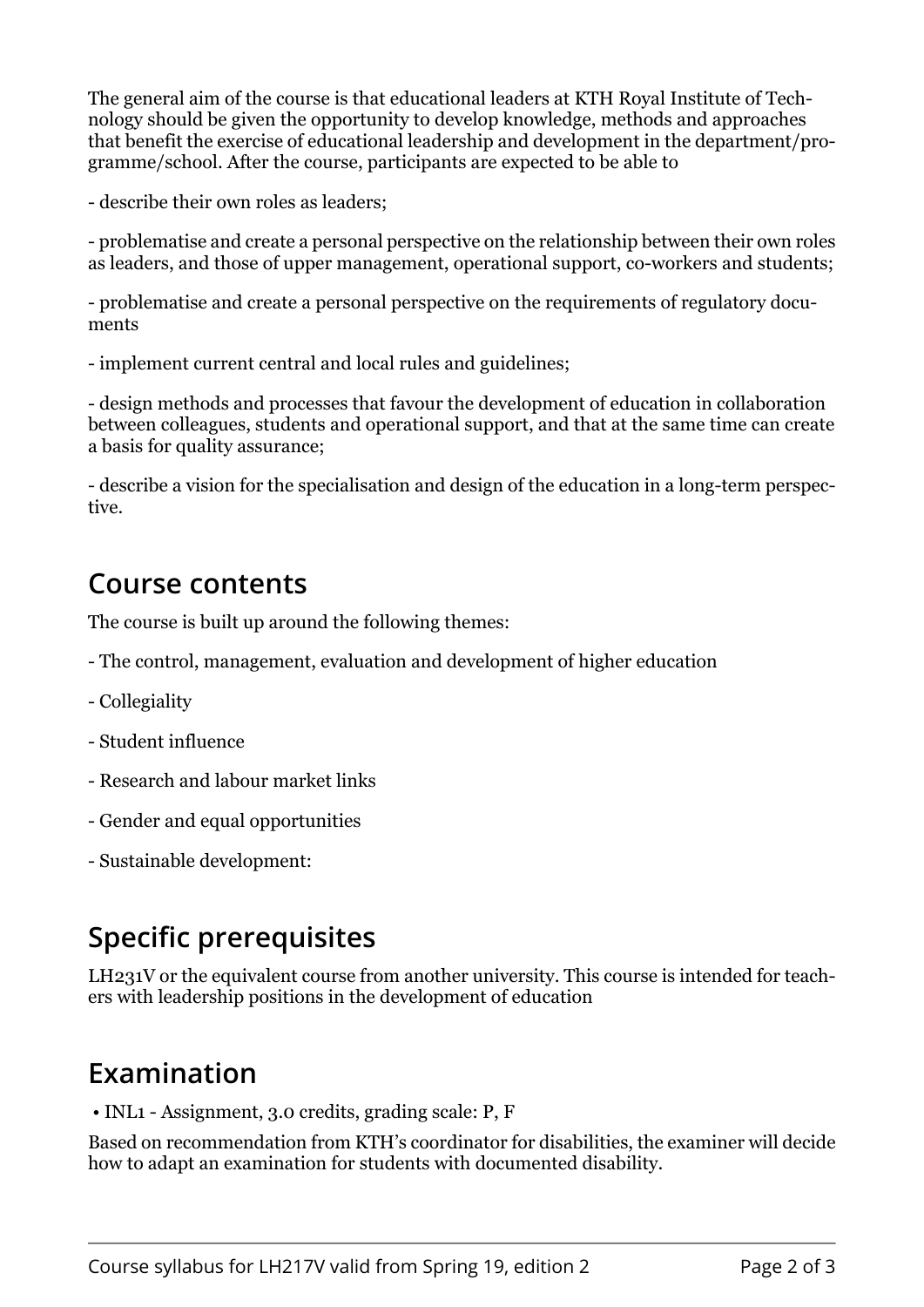The general aim of the course is that educational leaders at KTH Royal Institute of Technology should be given the opportunity to develop knowledge, methods and approaches that benefit the exercise of educational leadership and development in the department/programme/school. After the course, participants are expected to be able to

- describe their own roles as leaders;

- problematise and create a personal perspective on the relationship between their own roles as leaders, and those of upper management, operational support, co-workers and students;

- problematise and create a personal perspective on the requirements of regulatory documents

- implement current central and local rules and guidelines;

- design methods and processes that favour the development of education in collaboration between colleagues, students and operational support, and that at the same time can create a basis for quality assurance;

- describe a vision for the specialisation and design of the education in a long-term perspective.

## Course contents

The course is built up around the following themes:

- The control, management, evaluation and development of higher education

- Collegiality

- Student influence

- Research and labour market links

- Gender and equal opportunities

- Sustainable development:

## Specific prerequisites

LH231V or the equivalent course from another university. This course is intended for teachers with leadership positions in the development of education

## Examination

- INL1 - Assignment, 3.0 credits, grading scale: P, F

Based on recommendation from KTH's coordinator for disabilities, the examiner will decide how to adapt an examination for students with documented disability.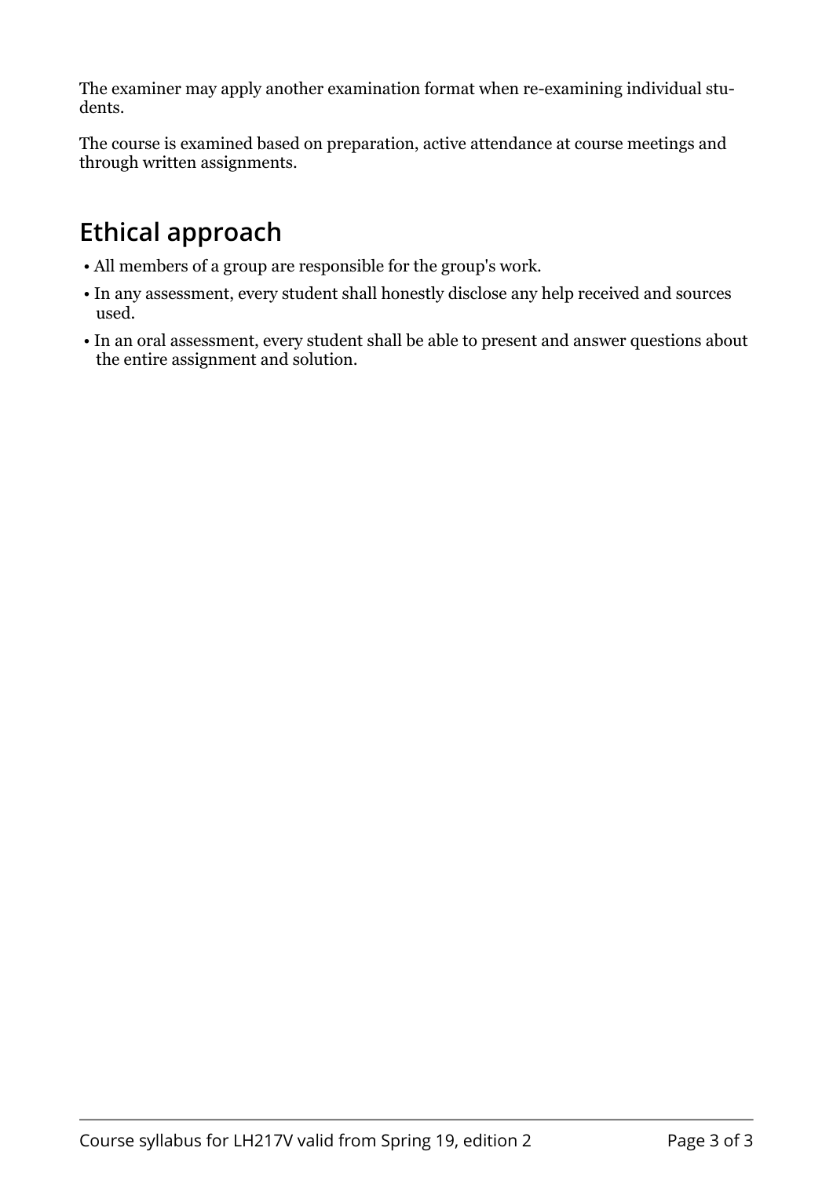The examiner may apply another examination format when re-examining individual students.

The course is examined based on preparation, active attendance at course meetings and through written assignments.

## Ethical approach

- All members of a group are responsible for the group's work.
- In any assessment, every student shall honestly disclose any help received and sources used.
- In an oral assessment, every student shall be able to present and answer questions about the entire assignment and solution.